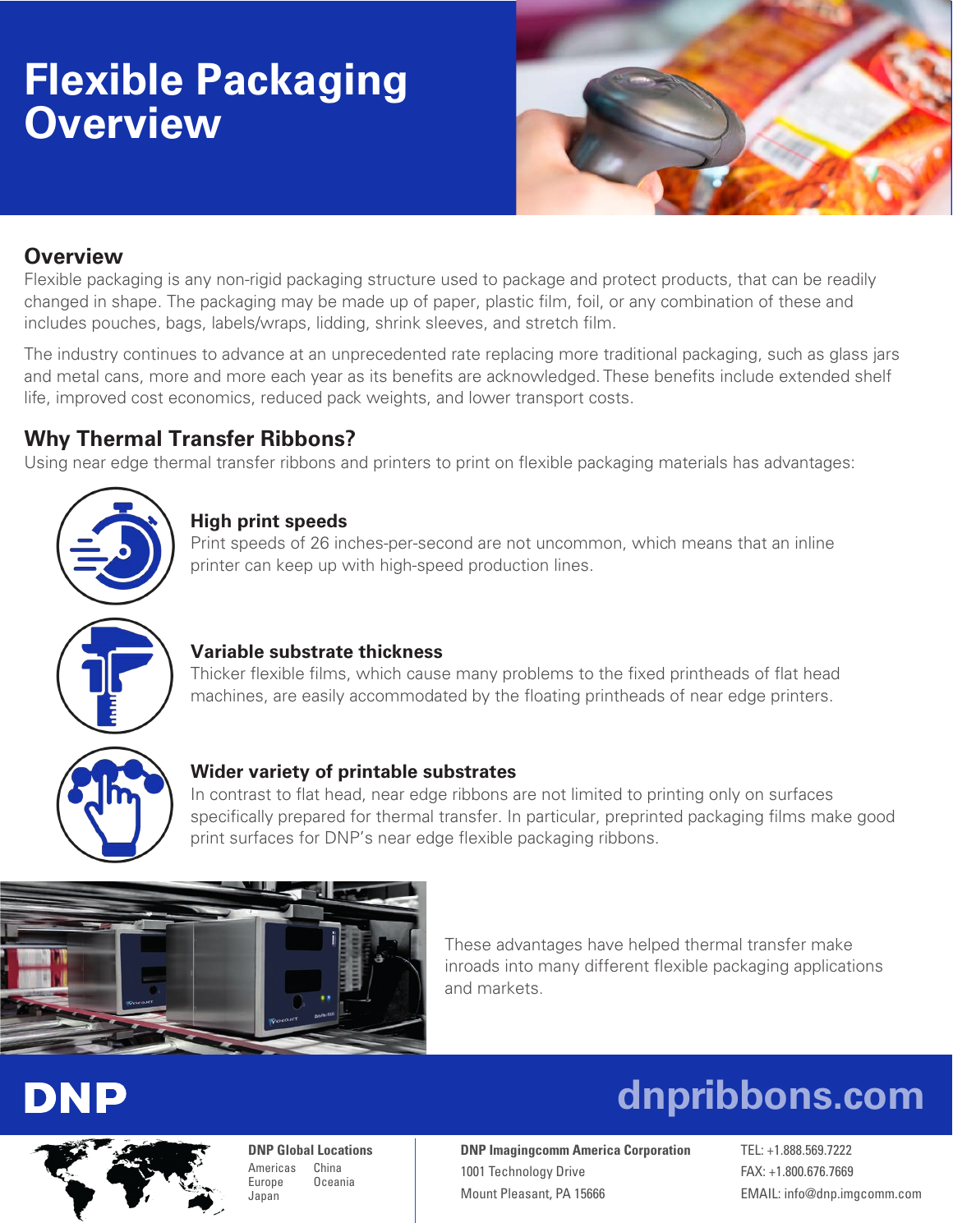# Flexible Packaging Overview

## Overview

Flexible packaging is any non-rigid packaging structure used to package and protect products, that can be readily changed in shape. The packaging may be made up of paper, plastic film, foil, or any combination of these and includes pouches, bags, labels/wraps, lidding, shrink sleeves, and stretch film.

The industry continues to advance at an unprecedented rate replacing more traditional packaging, such as glass jars and metal cans, more and more each year as its benefits are acknowledged. These benefits include extended shelf life, improved cost economics, reduced pack weights, and lower transport costs.

## Why Thermal Transfer Ribbons?

Using near edge thermal transfer ribbons and printers to print on flexible packaging materials has advantages:

### High print speeds

Print speeds of 26 inches-per-second are not uncommon, which means that an inline printer can keep up with high-speed production lines.

### Variable substrate thickness

Thicker flexible films, which cause many problems to the fixed printheads of flat head machines, are easily accommodated by the floating printheads of near edge printers.

### Wider variety of printable substrates

In contrast to flat head, near edge ribbons are not limited to printing only on surfaces specifically prepared for thermal transfer. In particular, preprinted packaging films make good print surfaces for DNP's near edge flexible packaging ribbons.

These advantages have helped thermal transfer make inroads into many different flexible packaging applications and markets.

**DNP**

**dnpribbons.com**

**DNP Global Locations**
Americas, China, Europe, Oceania, Japan

**DNP Imagingcomm America Corporation**
1001 Technology Drive
Mount Pleasant, PA 15666

TEL: +1.888.569.7222
FAX: +1.800.676.7669
EMAIL: info@dnp.imgcomm.com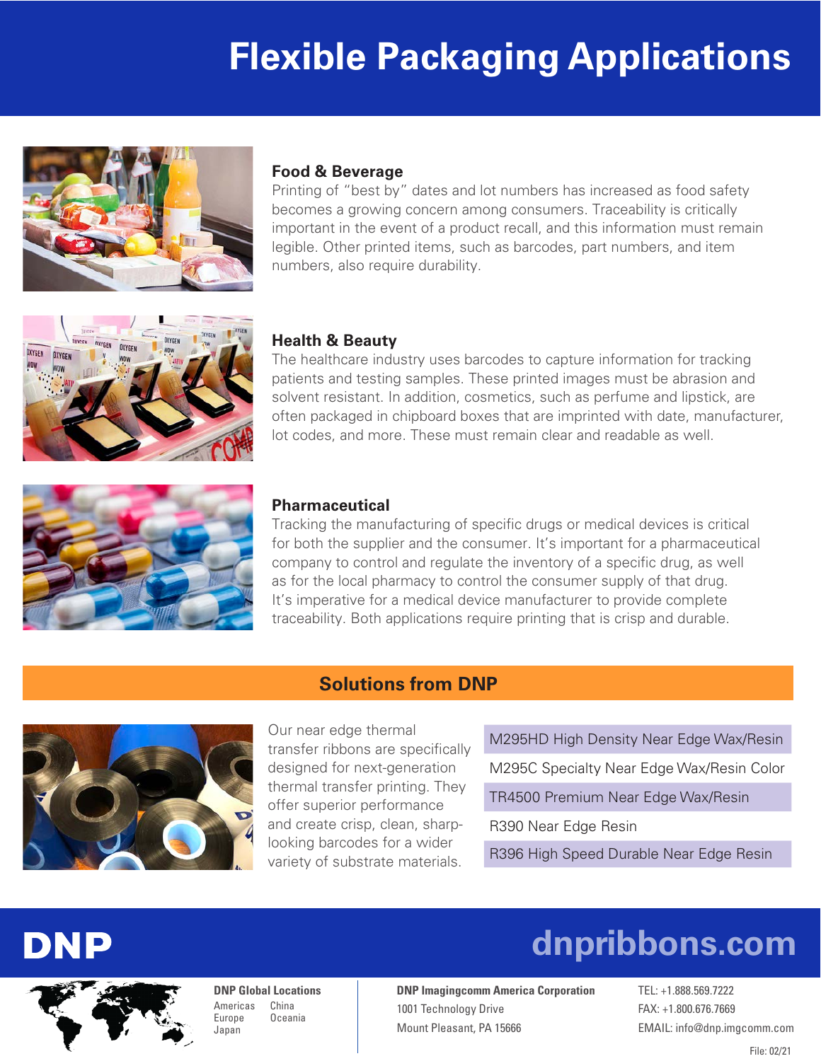# Flexible Packaging Applications

### Food & Beverage

Printing of "best by" dates and lot numbers has increased as food safety becomes a growing concern among consumers. Traceability is critically important in the event of a product recall, and this information must remain legible. Other printed items, such as barcodes, part numbers, and item numbers, also require durability.

### Health & Beauty

The healthcare industry uses barcodes to capture information for tracking patients and testing samples. These printed images must be abrasion and solvent resistant. In addition, cosmetics, such as perfume and lipstick, are often packaged in chipboard boxes that are imprinted with date, manufacturer, lot codes, and more. These must remain clear and readable as well.

### Pharmaceutical

Tracking the manufacturing of specific drugs or medical devices is critical for both the supplier and the consumer. It's important for a pharmaceutical company to control and regulate the inventory of a specific drug, as well as for the local pharmacy to control the consumer supply of that drug. It's imperative for a medical device manufacturer to provide complete traceability. Both applications require printing that is crisp and durable.

## Solutions from DNP

Our near edge thermal transfer ribbons are specifically designed for next-generation thermal transfer printing. They offer superior performance and create crisp, clean, sharp-looking barcodes for a wider variety of substrate materials.

- M295HD High Density Near Edge Wax/Resin
- M295C Specialty Near Edge Wax/Resin Color
- TR4500 Premium Near Edge Wax/Resin
- R390 Near Edge Resin
- R396 High Speed Durable Near Edge Resin

**DNP**

**dnpribbons.com**

**DNP Global Locations**
Americas, Europe, Japan, China, Oceania

**DNP Imagingcomm America Corporation**
1001 Technology Drive
Mount Pleasant, PA 15666

TEL: +1.888.569.7222
FAX: +1.800.676.7669
EMAIL: info@dnp.imgcomm.com

File: 02/21